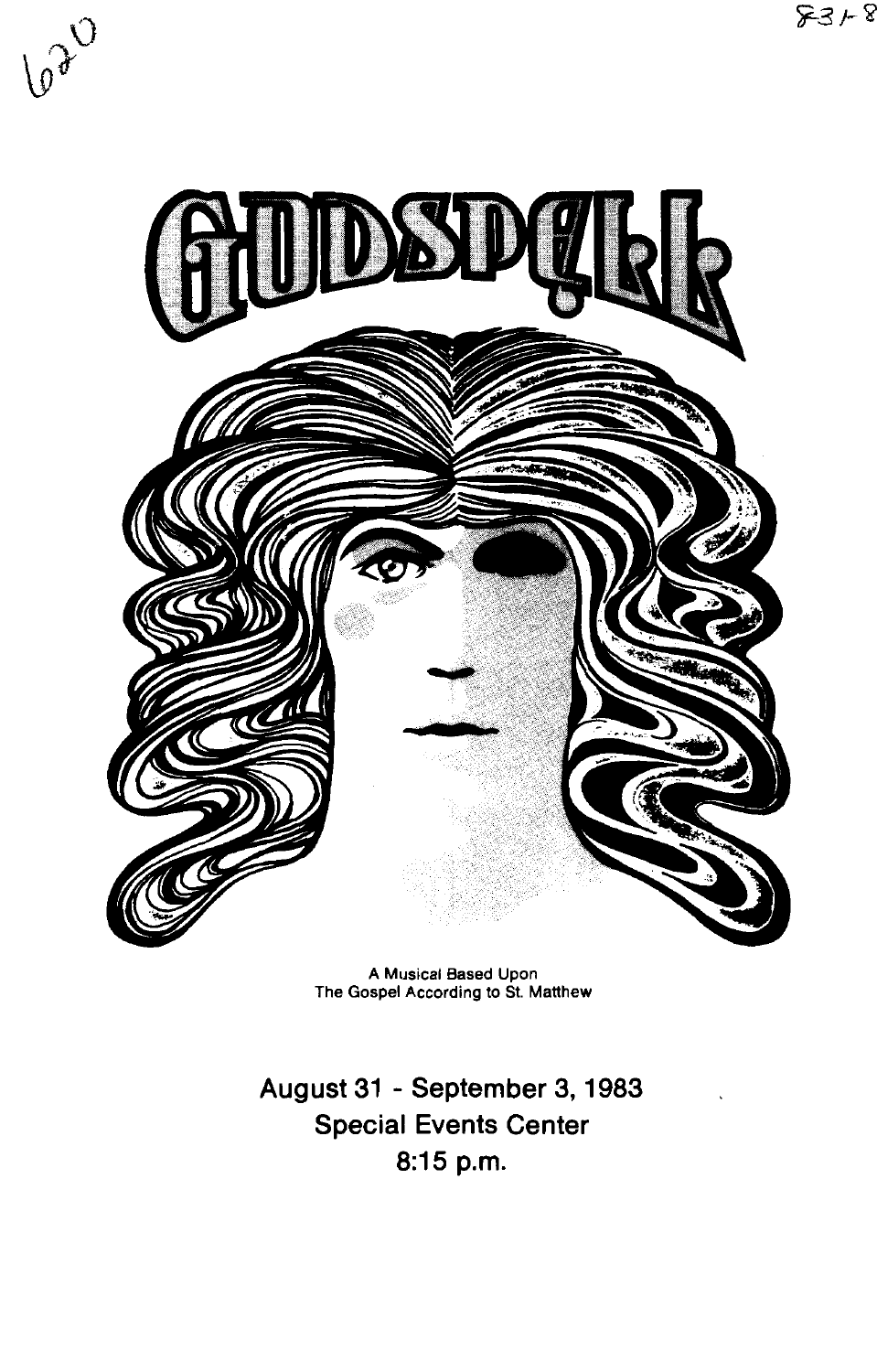# GODSPELL

A Musical Based Upon
The Gospel According to St. Matthew

**August 31 - September 3, 1983**
**Special Events Center**
**8:15 p.m.**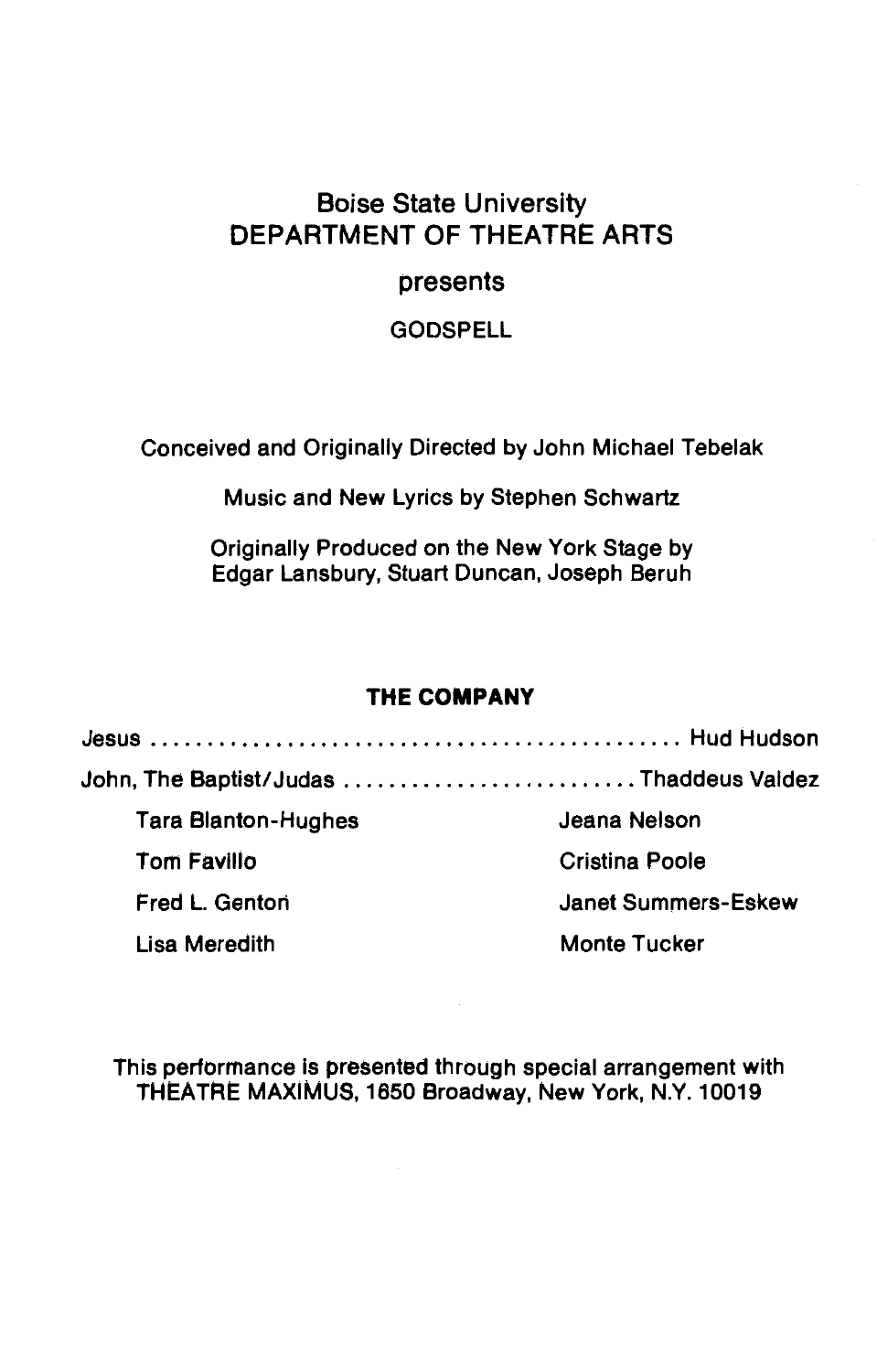Boise State University
DEPARTMENT OF THEATRE ARTS

presents

GODSPELL

Conceived and Originally Directed by John Michael Tebelak

Music and New Lyrics by Stephen Schwartz

Originally Produced on the New York Stage by
Edgar Lansbury, Stuart Duncan, Joseph Beruh

## THE COMPANY

Jesus ............................................... Hud Hudson

John, The Baptist/Judas ......................... Thaddeus Valdez

Tara Blanton-Hughes

Tom Favillo

Fred L. Genton

Lisa Meredith

Jeana Nelson

Cristina Poole

Janet Summers-Eskew

Monte Tucker

This performance is presented through special arrangement with
THEATRE MAXIMUS, 1650 Broadway, New York, N.Y. 10019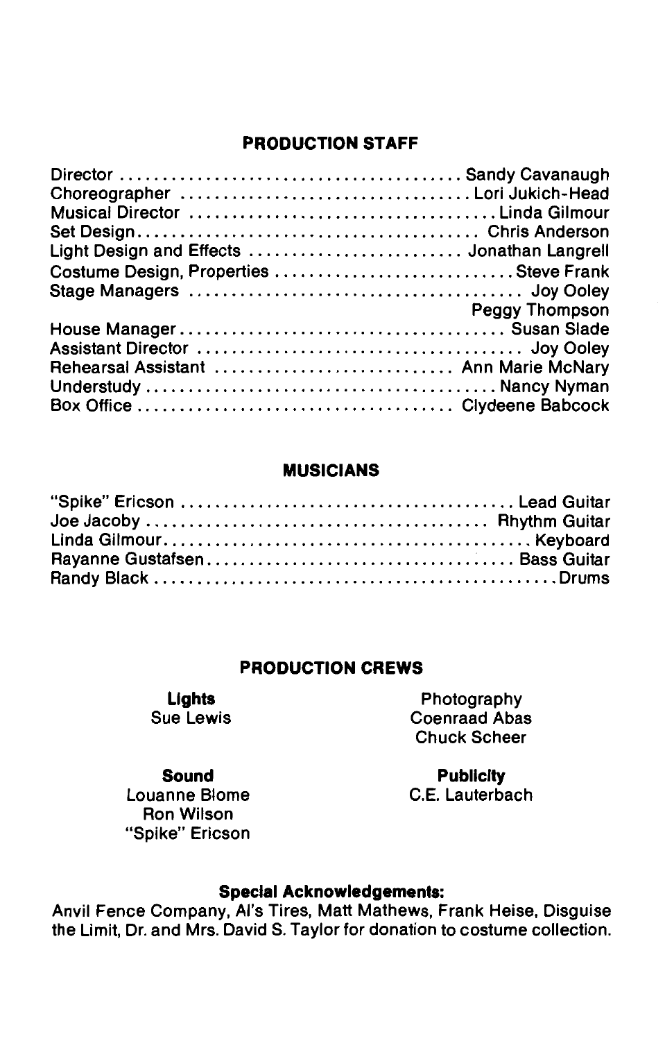## PRODUCTION STAFF

| Role | Name |
|---|---|
| Director | Sandy Cavanaugh |
| Choreographer | Lori Jukich-Head |
| Musical Director | Linda Gilmour |
| Set Design | Chris Anderson |
| Light Design and Effects | Jonathan Langrell |
| Costume Design, Properties | Steve Frank |
| Stage Managers | Joy Ooley<br>Peggy Thompson |
| House Manager | Susan Slade |
| Assistant Director | Joy Ooley |
| Rehearsal Assistant | Ann Marie McNary |
| Understudy | Nancy Nyman |
| Box Office | Clydeene Babcock |

## MUSICIANS

| Name | Instrument |
|---|---|
| "Spike" Ericson | Lead Guitar |
| Joe Jacoby | Rhythm Guitar |
| Linda Gilmour | Keyboard |
| Rayanne Gustafsen | Bass Guitar |
| Randy Black | Drums |

## PRODUCTION CREWS

**Lights**
Sue Lewis

Photography
Coenraad Abas
Chuck Scheer

**Sound**
Louanne Blome
Ron Wilson
"Spike" Ericson

**Publicity**
C.E. Lauterbach

**Special Acknowledgements:**
Anvil Fence Company, Al's Tires, Matt Mathews, Frank Heise, Disguise the Limit, Dr. and Mrs. David S. Taylor for donation to costume collection.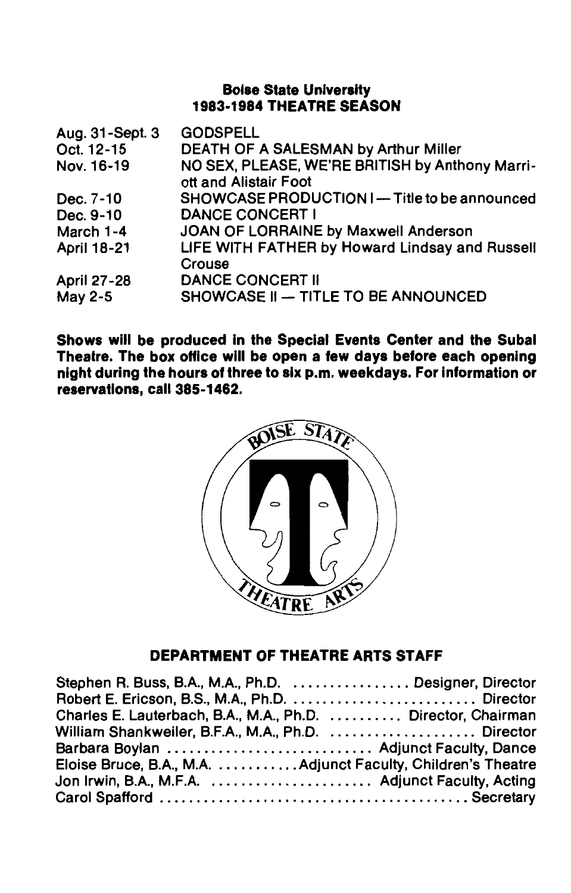**Boise State University**
**1983-1984 THEATRE SEASON**

| | |
|---|---|
| Aug. 31-Sept. 3 | GODSPELL |
| Oct. 12-15 | DEATH OF A SALESMAN by Arthur Miller |
| Nov. 16-19 | NO SEX, PLEASE, WE'RE BRITISH by Anthony Marriott and Alistair Foot |
| Dec. 7-10 | SHOWCASE PRODUCTION I — Title to be announced |
| Dec. 9-10 | DANCE CONCERT I |
| March 1-4 | JOAN OF LORRAINE by Maxwell Anderson |
| April 18-21 | LIFE WITH FATHER by Howard Lindsay and Russell Crouse |
| April 27-28 | DANCE CONCERT II |
| May 2-5 | SHOWCASE II — TITLE TO BE ANNOUNCED |

**Shows will be produced in the Special Events Center and the Subal Theatre. The box office will be open a few days before each opening night during the hours of three to six p.m. weekdays. For information or reservations, call 385-1462.**

BOISE STATE THEATRE ARTS

## DEPARTMENT OF THEATRE ARTS STAFF

Stephen R. Buss, B.A., M.A., Ph.D. ................ Designer, Director
Robert E. Ericson, B.S., M.A., Ph.D. .......................... Director
Charles E. Lauterbach, B.A., M.A., Ph.D. .......... Director, Chairman
William Shankweiler, B.F.A., M.A., Ph.D. .................... Director
Barbara Boylan ............................ Adjunct Faculty, Dance
Eloise Bruce, B.A., M.A. ...........Adjunct Faculty, Children's Theatre
Jon Irwin, B.A., M.F.A. ...................... Adjunct Faculty, Acting
Carol Spafford ........................................... Secretary